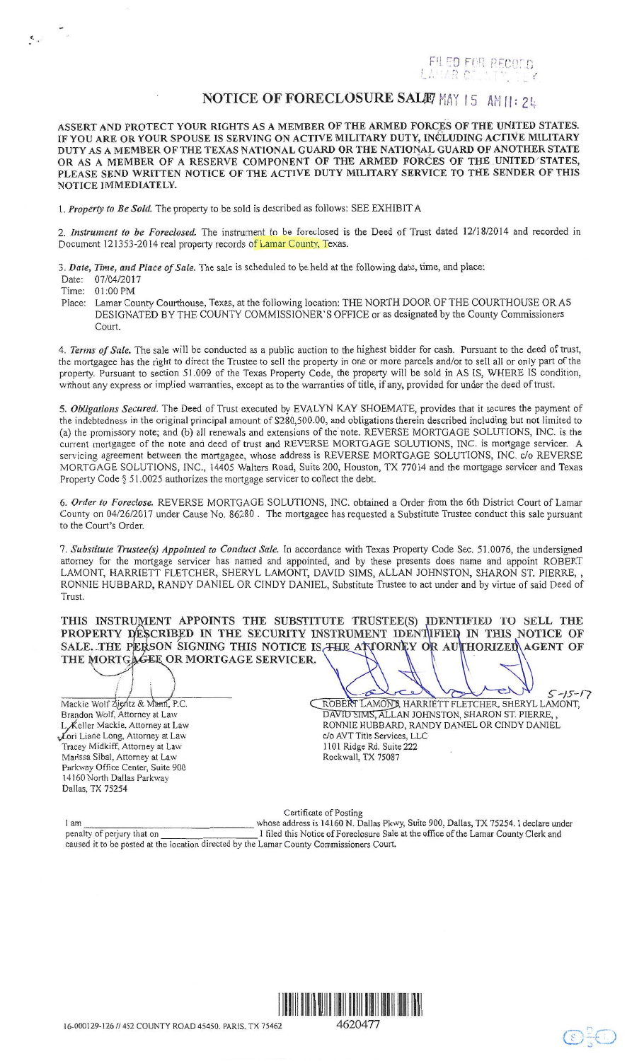FILED FOR RECORD
LAMAR COUNTY, TX

# NOTICE OF FORECLOSURE SALE

2017 MAY 15 AM 11: 24

**ASSERT AND PROTECT YOUR RIGHTS AS A MEMBER OF THE ARMED FORCES OF THE UNITED STATES. IF YOU ARE OR YOUR SPOUSE IS SERVING ON ACTIVE MILITARY DUTY, INCLUDING ACTIVE MILITARY DUTY AS A MEMBER OF THE TEXAS NATIONAL GUARD OR THE NATIONAL GUARD OF ANOTHER STATE OR AS A MEMBER OF A RESERVE COMPONENT OF THE ARMED FORCES OF THE UNITED STATES, PLEASE SEND WRITTEN NOTICE OF THE ACTIVE DUTY MILITARY SERVICE TO THE SENDER OF THIS NOTICE IMMEDIATELY.**

1. *Property to Be Sold.* The property to be sold is described as follows: SEE EXHIBIT A

2. *Instrument to be Foreclosed.* The instrument to be foreclosed is the Deed of Trust dated 12/18/2014 and recorded in Document 121353-2014 real property records of Lamar County, Texas.

3. *Date, Time, and Place of Sale.* The sale is scheduled to be held at the following date, time, and place:
Date: 07/04/2017
Time: 01:00 PM
Place: Lamar County Courthouse, Texas, at the following location: THE NORTH DOOR OF THE COURTHOUSE OR AS DESIGNATED BY THE COUNTY COMMISSIONER'S OFFICE or as designated by the County Commissioners Court.

4. *Terms of Sale.* The sale will be conducted as a public auction to the highest bidder for cash. Pursuant to the deed of trust, the mortgagee has the right to direct the Trustee to sell the property in one or more parcels and/or to sell all or only part of the property. Pursuant to section 51.009 of the Texas Property Code, the property will be sold in AS IS, WHERE IS condition, without any express or implied warranties, except as to the warranties of title, if any, provided for under the deed of trust.

5. *Obligations Secured.* The Deed of Trust executed by EVALYN KAY SHOEMATE, provides that it secures the payment of the indebtedness in the original principal amount of $280,500.00, and obligations therein described including but not limited to (a) the promissory note; and (b) all renewals and extensions of the note. REVERSE MORTGAGE SOLUTIONS, INC. is the current mortgagee of the note and deed of trust and REVERSE MORTGAGE SOLUTIONS, INC. is mortgage servicer. A servicing agreement between the mortgagee, whose address is REVERSE MORTGAGE SOLUTIONS, INC. c/o REVERSE MORTGAGE SOLUTIONS, INC., 14405 Walters Road, Suite 200, Houston, TX 77014 and the mortgage servicer and Texas Property Code § 51.0025 authorizes the mortgage servicer to collect the debt.

6. *Order to Foreclose.* REVERSE MORTGAGE SOLUTIONS, INC. obtained a Order from the 6th District Court of Lamar County on 04/26/2017 under Cause No. 86280 . The mortgagee has requested a Substitute Trustee conduct this sale pursuant to the Court's Order.

7. *Substitute Trustee(s) Appointed to Conduct Sale.* In accordance with Texas Property Code Sec. 51.0076, the undersigned attorney for the mortgage servicer has named and appointed, and by these presents does name and appoint ROBERT LAMONT, HARRIETT FLETCHER, SHERYL LAMONT, DAVID SIMS, ALLAN JOHNSTON, SHARON ST. PIERRE, , RONNIE HUBBARD, RANDY DANIEL OR CINDY DANIEL, Substitute Trustee to act under and by virtue of said Deed of Trust.

**THIS INSTRUMENT APPOINTS THE SUBSTITUTE TRUSTEE(S) IDENTIFIED TO SELL THE PROPERTY DESCRIBED IN THE SECURITY INSTRUMENT IDENTIFIED IN THIS NOTICE OF SALE. THE PERSON SIGNING THIS NOTICE IS ~~THE ATTORNEY~~ OR AUTHORIZED AGENT OF THE MORTGAGEE OR MORTGAGE SERVICER.**

Mackie Wolf Zientz & Mann, P.C.
Brandon Wolf, Attorney at Law
L. Keller Mackie, Attorney at Law
Lori Liane Long, Attorney at Law
Tracey Midkiff, Attorney at Law
Marissa Sibal, Attorney at Law
Parkway Office Center, Suite 900
14160 North Dallas Parkway
Dallas, TX 75254

5-15-17
ROBERT LAMONT, HARRIETT FLETCHER, SHERYL LAMONT, DAVID SIMS, ALLAN JOHNSTON, SHARON ST. PIERRE, , RONNIE HUBBARD, RANDY DANIEL OR CINDY DANIEL
c/o AVT Title Services, LLC
1101 Ridge Rd. Suite 222
Rockwall, TX 75087

Certificate of Posting

I am ____________________ whose address is 14160 N. Dallas Pkwy, Suite 900, Dallas, TX 75254. I declare under penalty of perjury that on ____________________ I filed this Notice of Foreclosure Sale at the office of the Lamar County Clerk and caused it to be posted at the location directed by the Lamar County Commissioners Court.

16-000129-126 // 452 COUNTY ROAD 45450, PARIS, TX 75462

4620477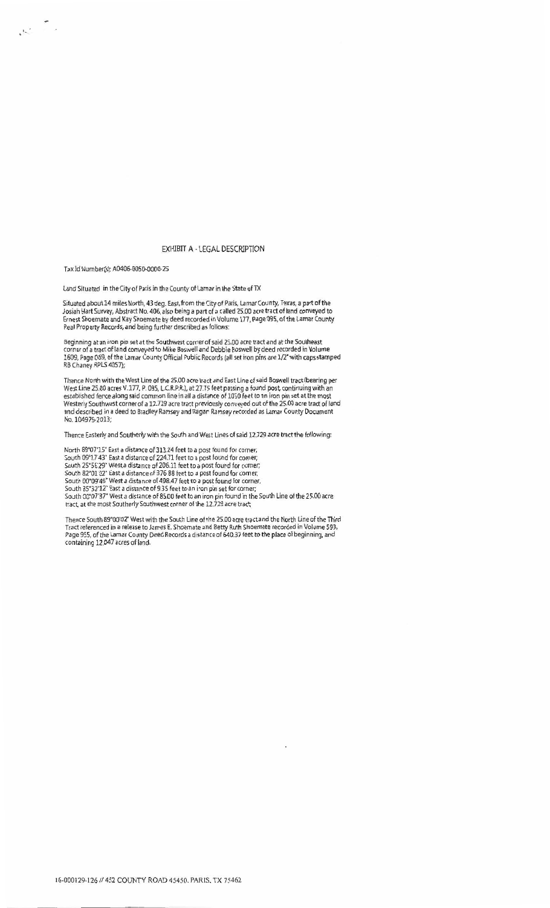# EXHIBIT A - LEGAL DESCRIPTION

Tax Id Number(s): A0406-0050-0000-25

Land Situated in the City of Paris in the County of Lamar in the State of TX

Situated about 14 miles North, 43 deg. East, from the City of Paris, Lamar County, Texas, a part of the Josiah Hart Survey, Abstract No. 406, also being a part of a called 25.00 acre tract of land conveyed to Ernest Shoemate and Kay Shoemate by deed recorded in Volume 177, Page 095, of the Lamar County Real Property Records, and being further described as follows:

Beginning at an iron pin set at the Southwest corner of said 25.00 acre tract and at the Southeast corner of a tract of land conveyed to Mike Boswell and Debbie Boswell by deed recorded in Volume 1609, Page 069, of the Lamar County Official Public Records (all set iron pins are 1/2" with caps stamped RB Chaney RPLS 4057);

Thence North with the West Line of the 25.00 acre tract and East Line of said Boswell tract (bearing per West Line 25.00 acres V.177, P. 095, L.C.R.P.R.), at 27.75 feet passing a found post, continuing with an established fence along said common line in all a distance of 1050 feet to an iron pin set at the most Westerly Southwest corner of a 12.729 acre tract previously conveyed out of the 25.00 acre tract of land and described in a deed to Bradley Ramsey and Ragan Ramsey recorded as Lamar County Document No. 104976-2013;

Thence Easterly and Southerly with the South and West Lines of said 12.729 acre tract the following:

North 89°07'15" East a distance of 313.24 feet to a post found for corner;
South 09°17'43" East a distance of 224.71 feet to a post found for corner;
South 25°56'29" West a distance of 206.11 feet to a post found for corner;
South 82°01'32" East a distance of 376.88 feet to a post found for corner;
South 00°09'46" West a distance of 498.47 feet to a post found for corner;
South 85°32'12" East a distance of 9.35 feet to an iron pin set for corner;
South 00°07'37" West a distance of 85.00 feet to an iron pin found in the South Line of the 25.00 acre tract, at the most Southerly Southwest corner of the 12.729 acre tract;

Thence South 89°00'02" West with the South Line of the 25.00 acre tract and the North Line of the Third Tract referenced in a release to James E. Shoemate and Betty Ruth Shoemate recorded in Volume 593, Page 955, of the Lamar County Deed Records a distance of 640.37 feet to the place of beginning, and containing 12.047 acres of land.

16-000129-126 // 452 COUNTY ROAD 45450, PARIS, TX 75462